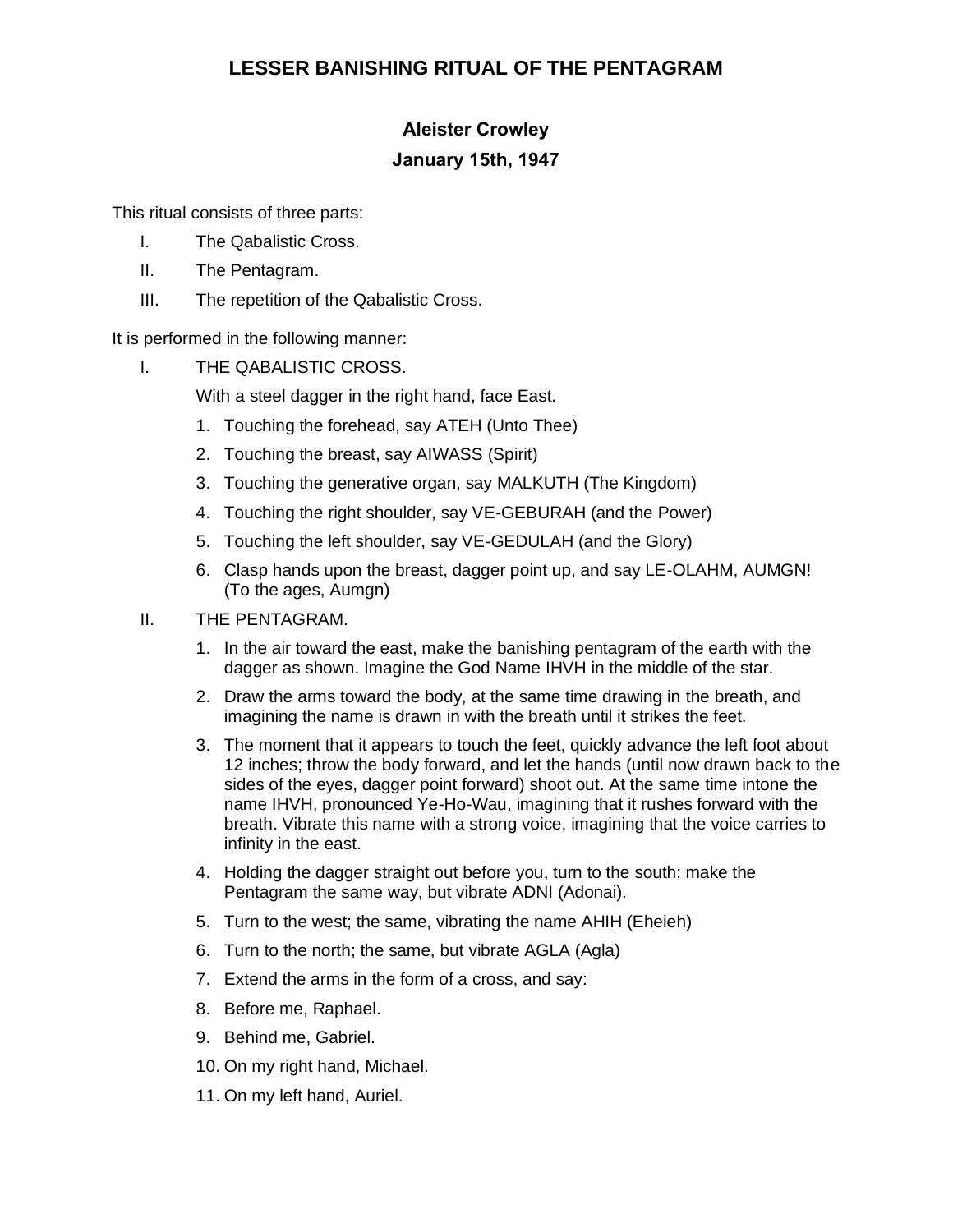# LESSER BANISHING RITUAL OF THE PENTAGRAM

## Aleister Crowley

### January 15th, 1947

This ritual consists of three parts:

I. The Qabalistic Cross.

II. The Pentagram.

III. The repetition of the Qabalistic Cross.

It is performed in the following manner:

I. THE QABALISTIC CROSS.

With a steel dagger in the right hand, face East.

1. Touching the forehead, say ATEH (Unto Thee)
2. Touching the breast, say AIWASS (Spirit)
3. Touching the generative organ, say MALKUTH (The Kingdom)
4. Touching the right shoulder, say VE-GEBURAH (and the Power)
5. Touching the left shoulder, say VE-GEDULAH (and the Glory)
6. Clasp hands upon the breast, dagger point up, and say LE-OLAHM, AUMGN! (To the ages, Aumgn)

II. THE PENTAGRAM.

1. In the air toward the east, make the banishing pentagram of the earth with the dagger as shown. Imagine the God Name IHVH in the middle of the star.
2. Draw the arms toward the body, at the same time drawing in the breath, and imagining the name is drawn in with the breath until it strikes the feet.
3. The moment that it appears to touch the feet, quickly advance the left foot about 12 inches; throw the body forward, and let the hands (until now drawn back to the sides of the eyes, dagger point forward) shoot out. At the same time intone the name IHVH, pronounced Ye-Ho-Wau, imagining that it rushes forward with the breath. Vibrate this name with a strong voice, imagining that the voice carries to infinity in the east.
4. Holding the dagger straight out before you, turn to the south; make the Pentagram the same way, but vibrate ADNI (Adonai).
5. Turn to the west; the same, vibrating the name AHIH (Eheieh)
6. Turn to the north; the same, but vibrate AGLA (Agla)
7. Extend the arms in the form of a cross, and say:
8. Before me, Raphael.
9. Behind me, Gabriel.
10. On my right hand, Michael.
11. On my left hand, Auriel.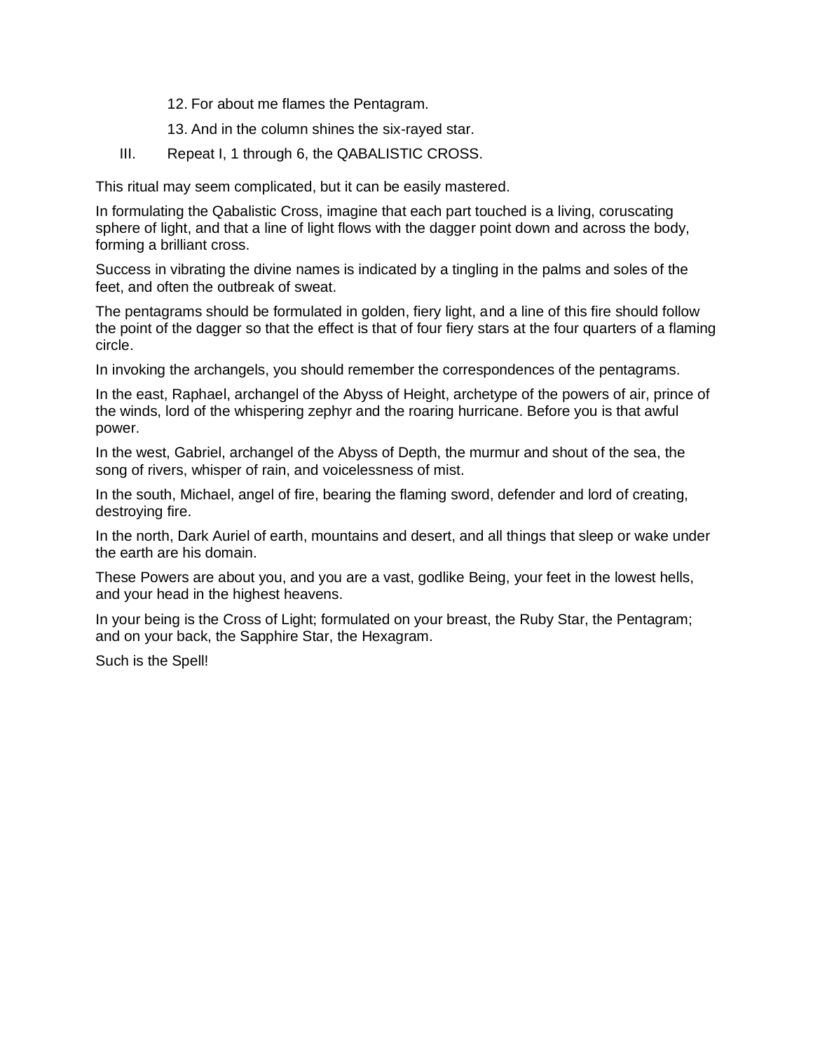12. For about me flames the Pentagram.

13. And in the column shines the six-rayed star.

III. Repeat I, 1 through 6, the QABALISTIC CROSS.

This ritual may seem complicated, but it can be easily mastered.

In formulating the Qabalistic Cross, imagine that each part touched is a living, coruscating sphere of light, and that a line of light flows with the dagger point down and across the body, forming a brilliant cross.

Success in vibrating the divine names is indicated by a tingling in the palms and soles of the feet, and often the outbreak of sweat.

The pentagrams should be formulated in golden, fiery light, and a line of this fire should follow the point of the dagger so that the effect is that of four fiery stars at the four quarters of a flaming circle.

In invoking the archangels, you should remember the correspondences of the pentagrams.

In the east, Raphael, archangel of the Abyss of Height, archetype of the powers of air, prince of the winds, lord of the whispering zephyr and the roaring hurricane. Before you is that awful power.

In the west, Gabriel, archangel of the Abyss of Depth, the murmur and shout of the sea, the song of rivers, whisper of rain, and voicelessness of mist.

In the south, Michael, angel of fire, bearing the flaming sword, defender and lord of creating, destroying fire.

In the north, Dark Auriel of earth, mountains and desert, and all things that sleep or wake under the earth are his domain.

These Powers are about you, and you are a vast, godlike Being, your feet in the lowest hells, and your head in the highest heavens.

In your being is the Cross of Light; formulated on your breast, the Ruby Star, the Pentagram; and on your back, the Sapphire Star, the Hexagram.

Such is the Spell!